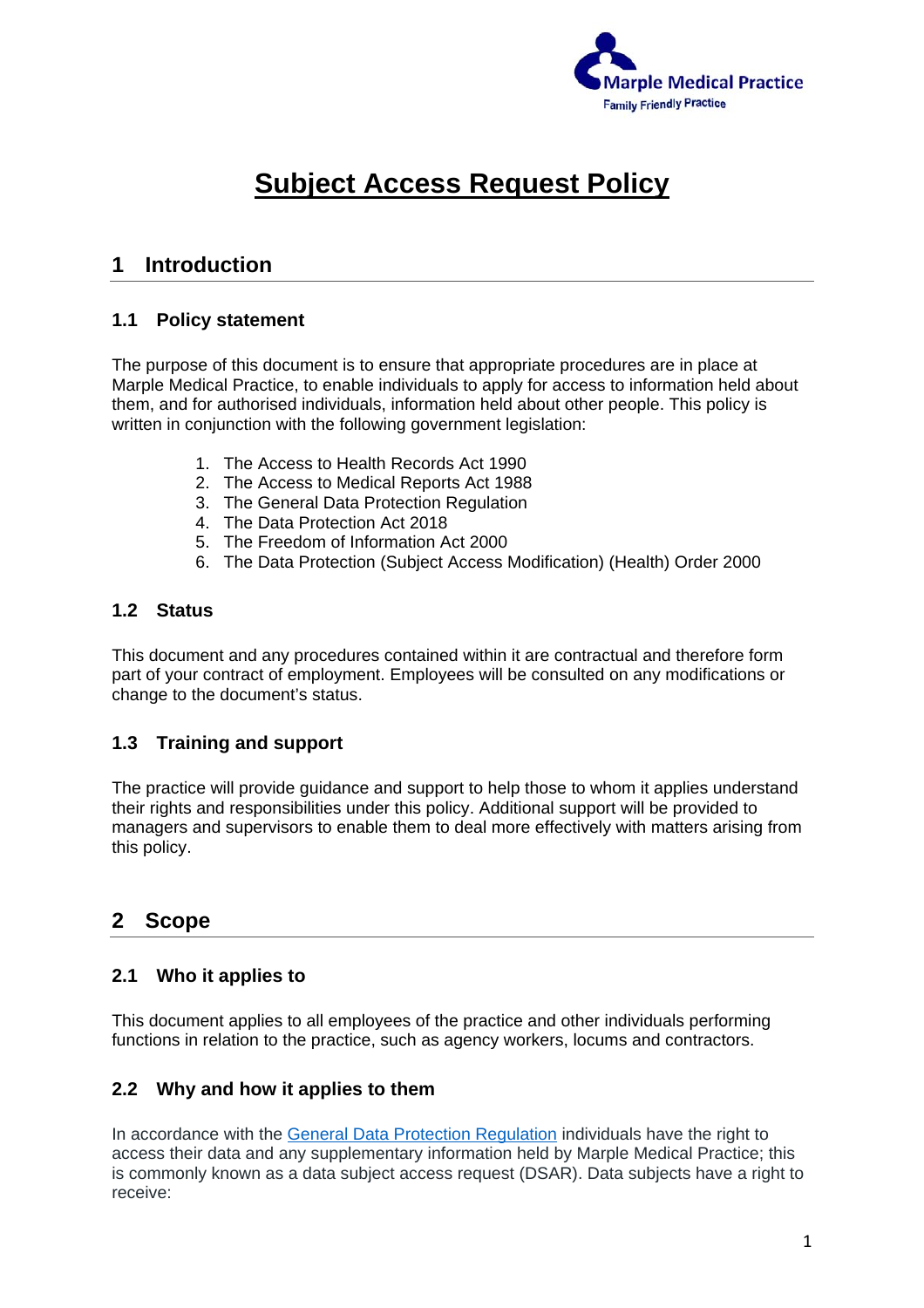Marple Medical Practice
Family Friendly Practice

# Subject Access Request Policy

## 1 Introduction

### 1.1 Policy statement

The purpose of this document is to ensure that appropriate procedures are in place at Marple Medical Practice, to enable individuals to apply for access to information held about them, and for authorised individuals, information held about other people. This policy is written in conjunction with the following government legislation:

1. The Access to Health Records Act 1990
2. The Access to Medical Reports Act 1988
3. The General Data Protection Regulation
4. The Data Protection Act 2018
5. The Freedom of Information Act 2000
6. The Data Protection (Subject Access Modification) (Health) Order 2000

### 1.2 Status

This document and any procedures contained within it are contractual and therefore form part of your contract of employment. Employees will be consulted on any modifications or change to the document's status.

### 1.3 Training and support

The practice will provide guidance and support to help those to whom it applies understand their rights and responsibilities under this policy. Additional support will be provided to managers and supervisors to enable them to deal more effectively with matters arising from this policy.

## 2 Scope

### 2.1 Who it applies to

This document applies to all employees of the practice and other individuals performing functions in relation to the practice, such as agency workers, locums and contractors.

### 2.2 Why and how it applies to them

In accordance with the General Data Protection Regulation individuals have the right to access their data and any supplementary information held by Marple Medical Practice; this is commonly known as a data subject access request (DSAR). Data subjects have a right to receive: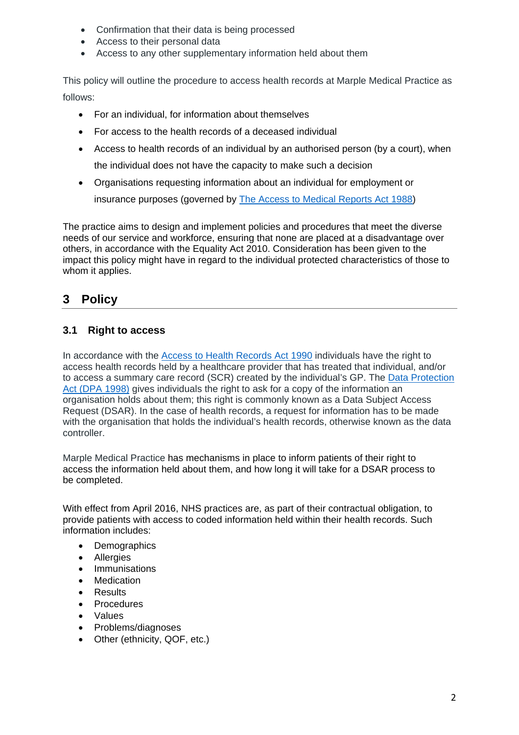- Confirmation that their data is being processed
- Access to their personal data
- Access to any other supplementary information held about them

This policy will outline the procedure to access health records at Marple Medical Practice as follows:

- For an individual, for information about themselves
- For access to the health records of a deceased individual
- Access to health records of an individual by an authorised person (by a court), when the individual does not have the capacity to make such a decision
- Organisations requesting information about an individual for employment or insurance purposes (governed by The Access to Medical Reports Act 1988)

The practice aims to design and implement policies and procedures that meet the diverse needs of our service and workforce, ensuring that none are placed at a disadvantage over others, in accordance with the Equality Act 2010. Consideration has been given to the impact this policy might have in regard to the individual protected characteristics of those to whom it applies.

## 3 Policy

### 3.1 Right to access

In accordance with the Access to Health Records Act 1990 individuals have the right to access health records held by a healthcare provider that has treated that individual, and/or to access a summary care record (SCR) created by the individual's GP. The Data Protection Act (DPA 1998) gives individuals the right to ask for a copy of the information an organisation holds about them; this right is commonly known as a Data Subject Access Request (DSAR). In the case of health records, a request for information has to be made with the organisation that holds the individual's health records, otherwise known as the data controller.

Marple Medical Practice has mechanisms in place to inform patients of their right to access the information held about them, and how long it will take for a DSAR process to be completed.

With effect from April 2016, NHS practices are, as part of their contractual obligation, to provide patients with access to coded information held within their health records. Such information includes:

- Demographics
- Allergies
- Immunisations
- Medication
- Results
- Procedures
- Values
- Problems/diagnoses
- Other (ethnicity, QOF, etc.)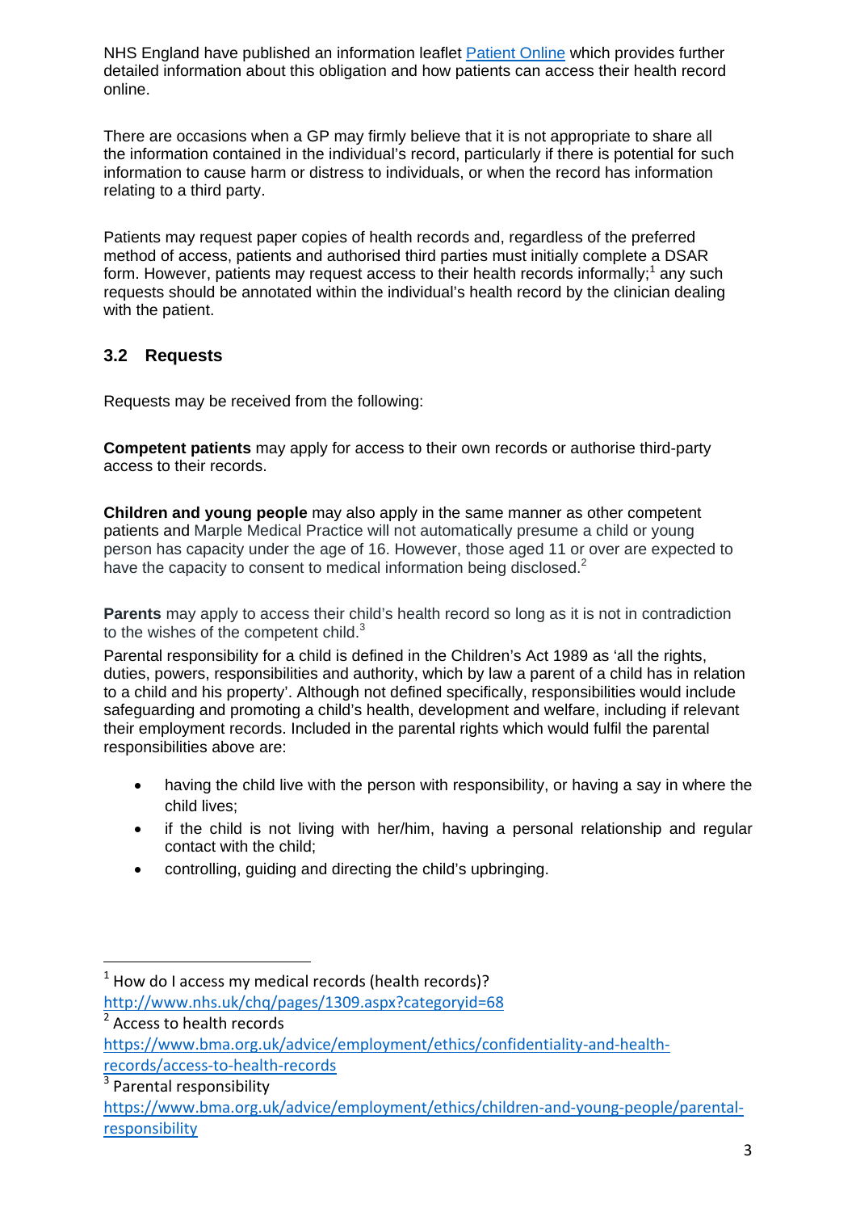NHS England have published an information leaflet [Patient Online](#) which provides further detailed information about this obligation and how patients can access their health record online.

There are occasions when a GP may firmly believe that it is not appropriate to share all the information contained in the individual's record, particularly if there is potential for such information to cause harm or distress to individuals, or when the record has information relating to a third party.

Patients may request paper copies of health records and, regardless of the preferred method of access, patients and authorised third parties must initially complete a DSAR form. However, patients may request access to their health records informally;[1] any such requests should be annotated within the individual's health record by the clinician dealing with the patient.

### 3.2 Requests

Requests may be received from the following:

**Competent patients** may apply for access to their own records or authorise third-party access to their records.

**Children and young people** may also apply in the same manner as other competent patients and Marple Medical Practice will not automatically presume a child or young person has capacity under the age of 16. However, those aged 11 or over are expected to have the capacity to consent to medical information being disclosed.[2]

**Parents** may apply to access their child's health record so long as it is not in contradiction to the wishes of the competent child.[3]

Parental responsibility for a child is defined in the Children's Act 1989 as 'all the rights, duties, powers, responsibilities and authority, which by law a parent of a child has in relation to a child and his property'. Although not defined specifically, responsibilities would include safeguarding and promoting a child's health, development and welfare, including if relevant their employment records. Included in the parental rights which would fulfil the parental responsibilities above are:

- having the child live with the person with responsibility, or having a say in where the child lives;
- if the child is not living with her/him, having a personal relationship and regular contact with the child;
- controlling, guiding and directing the child's upbringing.

---

[1] How do I access my medical records (health records)? http://www.nhs.uk/chq/pages/1309.aspx?categoryid=68

[2] Access to health records https://www.bma.org.uk/advice/employment/ethics/confidentiality-and-health-records/access-to-health-records

[3] Parental responsibility https://www.bma.org.uk/advice/employment/ethics/children-and-young-people/parental-responsibility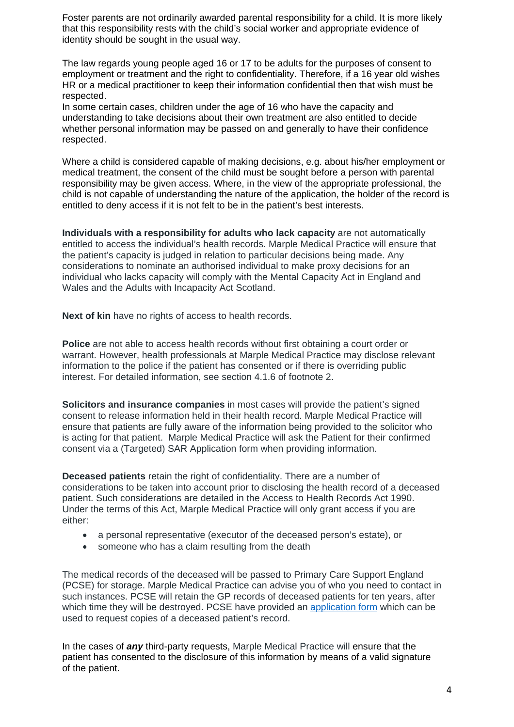Foster parents are not ordinarily awarded parental responsibility for a child. It is more likely that this responsibility rests with the child's social worker and appropriate evidence of identity should be sought in the usual way.

The law regards young people aged 16 or 17 to be adults for the purposes of consent to employment or treatment and the right to confidentiality. Therefore, if a 16 year old wishes HR or a medical practitioner to keep their information confidential then that wish must be respected.
In some certain cases, children under the age of 16 who have the capacity and understanding to take decisions about their own treatment are also entitled to decide whether personal information may be passed on and generally to have their confidence respected.

Where a child is considered capable of making decisions, e.g. about his/her employment or medical treatment, the consent of the child must be sought before a person with parental responsibility may be given access. Where, in the view of the appropriate professional, the child is not capable of understanding the nature of the application, the holder of the record is entitled to deny access if it is not felt to be in the patient's best interests.

**Individuals with a responsibility for adults who lack capacity** are not automatically entitled to access the individual's health records. Marple Medical Practice will ensure that the patient's capacity is judged in relation to particular decisions being made. Any considerations to nominate an authorised individual to make proxy decisions for an individual who lacks capacity will comply with the Mental Capacity Act in England and Wales and the Adults with Incapacity Act Scotland.

**Next of kin** have no rights of access to health records.

**Police** are not able to access health records without first obtaining a court order or warrant. However, health professionals at Marple Medical Practice may disclose relevant information to the police if the patient has consented or if there is overriding public interest. For detailed information, see section 4.1.6 of footnote 2.

**Solicitors and insurance companies** in most cases will provide the patient's signed consent to release information held in their health record. Marple Medical Practice will ensure that patients are fully aware of the information being provided to the solicitor who is acting for that patient. Marple Medical Practice will ask the Patient for their confirmed consent via a (Targeted) SAR Application form when providing information.

**Deceased patients** retain the right of confidentiality. There are a number of considerations to be taken into account prior to disclosing the health record of a deceased patient. Such considerations are detailed in the Access to Health Records Act 1990. Under the terms of this Act, Marple Medical Practice will only grant access if you are either:

- a personal representative (executor of the deceased person's estate), or
- someone who has a claim resulting from the death

The medical records of the deceased will be passed to Primary Care Support England (PCSE) for storage. Marple Medical Practice can advise you of who you need to contact in such instances. PCSE will retain the GP records of deceased patients for ten years, after which time they will be destroyed. PCSE have provided an application form which can be used to request copies of a deceased patient's record.

In the cases of ***any*** third-party requests, Marple Medical Practice will ensure that the patient has consented to the disclosure of this information by means of a valid signature of the patient.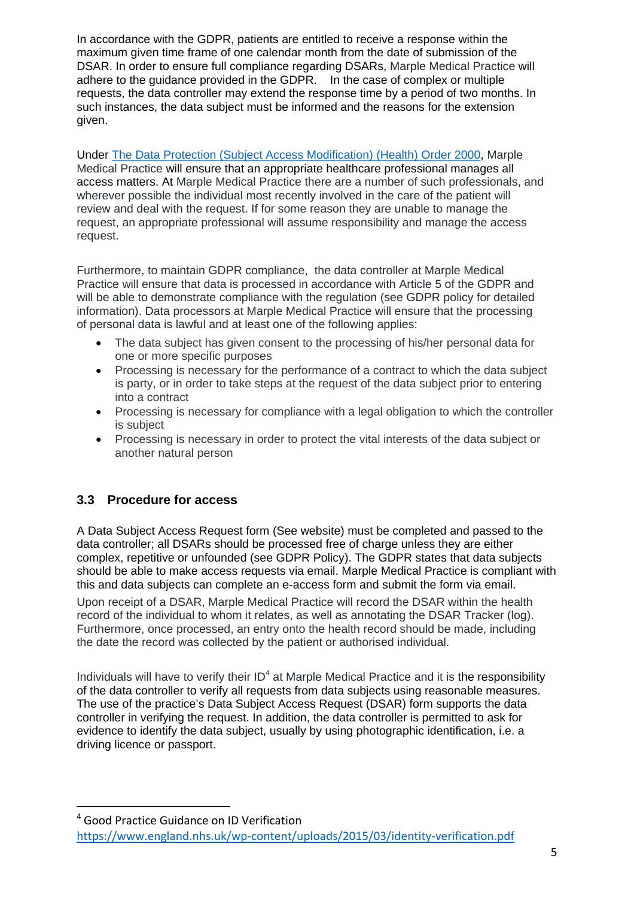In accordance with the GDPR, patients are entitled to receive a response within the maximum given time frame of one calendar month from the date of submission of the DSAR. In order to ensure full compliance regarding DSARs, Marple Medical Practice will adhere to the guidance provided in the GDPR. In the case of complex or multiple requests, the data controller may extend the response time by a period of two months. In such instances, the data subject must be informed and the reasons for the extension given.

Under [The Data Protection (Subject Access Modification) (Health) Order 2000](), Marple Medical Practice will ensure that an appropriate healthcare professional manages all access matters. At Marple Medical Practice there are a number of such professionals, and wherever possible the individual most recently involved in the care of the patient will review and deal with the request. If for some reason they are unable to manage the request, an appropriate professional will assume responsibility and manage the access request.

Furthermore, to maintain GDPR compliance, the data controller at Marple Medical Practice will ensure that data is processed in accordance with Article 5 of the GDPR and will be able to demonstrate compliance with the regulation (see GDPR policy for detailed information). Data processors at Marple Medical Practice will ensure that the processing of personal data is lawful and at least one of the following applies:

- The data subject has given consent to the processing of his/her personal data for one or more specific purposes
- Processing is necessary for the performance of a contract to which the data subject is party, or in order to take steps at the request of the data subject prior to entering into a contract
- Processing is necessary for compliance with a legal obligation to which the controller is subject
- Processing is necessary in order to protect the vital interests of the data subject or another natural person

### 3.3 Procedure for access

A Data Subject Access Request form (See website) must be completed and passed to the data controller; all DSARs should be processed free of charge unless they are either complex, repetitive or unfounded (see GDPR Policy). The GDPR states that data subjects should be able to make access requests via email. Marple Medical Practice is compliant with this and data subjects can complete an e-access form and submit the form via email.

Upon receipt of a DSAR, Marple Medical Practice will record the DSAR within the health record of the individual to whom it relates, as well as annotating the DSAR Tracker (log). Furthermore, once processed, an entry onto the health record should be made, including the date the record was collected by the patient or authorised individual.

Individuals will have to verify their ID[4] at Marple Medical Practice and it is the responsibility of the data controller to verify all requests from data subjects using reasonable measures. The use of the practice's Data Subject Access Request (DSAR) form supports the data controller in verifying the request. In addition, the data controller is permitted to ask for evidence to identify the data subject, usually by using photographic identification, i.e. a driving licence or passport.

---

[4] Good Practice Guidance on ID Verification
https://www.england.nhs.uk/wp-content/uploads/2015/03/identity-verification.pdf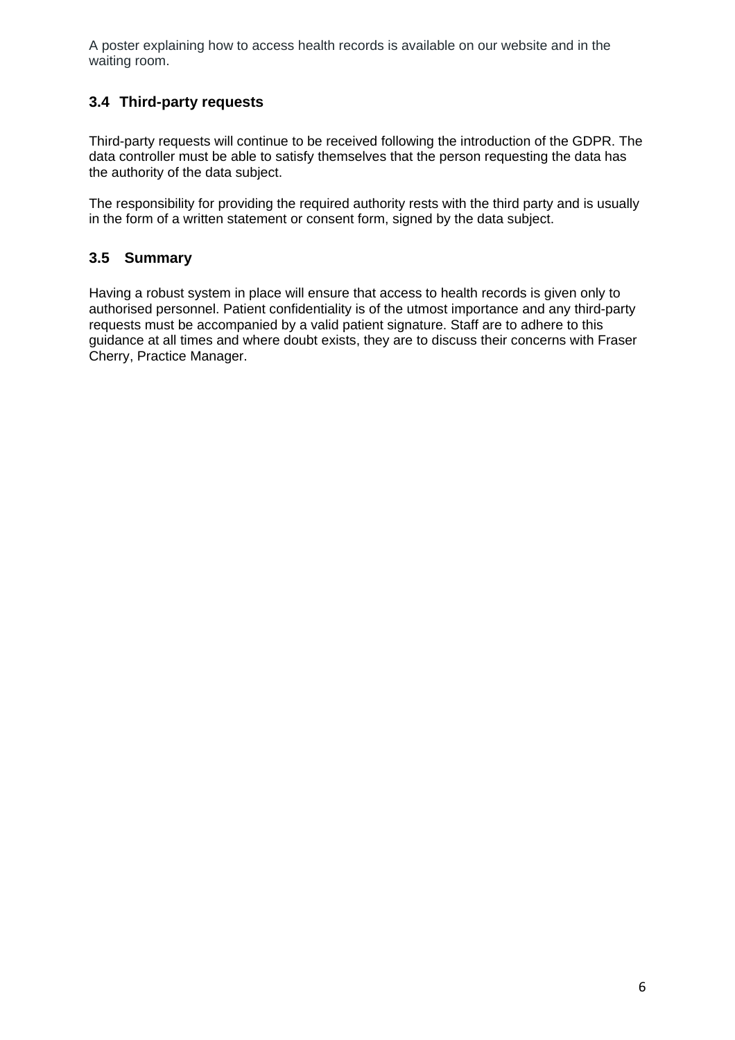A poster explaining how to access health records is available on our website and in the waiting room.

### 3.4 Third-party requests

Third-party requests will continue to be received following the introduction of the GDPR. The data controller must be able to satisfy themselves that the person requesting the data has the authority of the data subject.

The responsibility for providing the required authority rests with the third party and is usually in the form of a written statement or consent form, signed by the data subject.

### 3.5 Summary

Having a robust system in place will ensure that access to health records is given only to authorised personnel. Patient confidentiality is of the utmost importance and any third-party requests must be accompanied by a valid patient signature. Staff are to adhere to this guidance at all times and where doubt exists, they are to discuss their concerns with Fraser Cherry, Practice Manager.